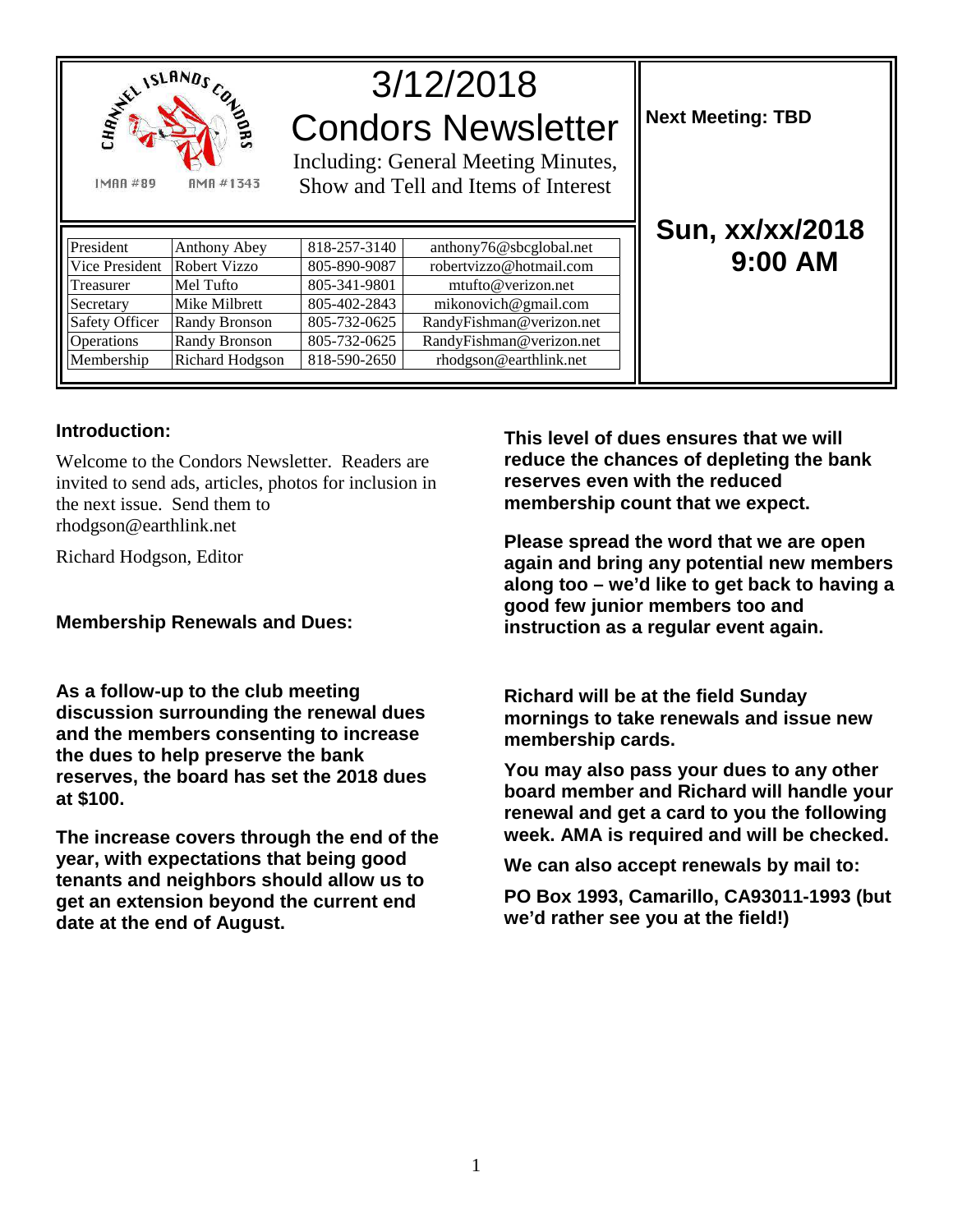CHANNEL ISLANDS CONDORS

IMAA #89 AMA #1343

# 3/12/2018 Condors Newsletter

Including: General Meeting Minutes, Show and Tell and Items of Interest

**Next Meeting: TBD**

**Sun, xx/xx/2018 9:00 AM**

| | | | |
|---|---|---|---|
| President | Anthony Abey | 818-257-3140 | anthony76@sbcglobal.net |
| Vice President | Robert Vizzo | 805-890-9087 | robertvizzo@hotmail.com |
| Treasurer | Mel Tufto | 805-341-9801 | mtufto@verizon.net |
| Secretary | Mike Milbrett | 805-402-2843 | mikonovich@gmail.com |
| Safety Officer | Randy Bronson | 805-732-0625 | RandyFishman@verizon.net |
| Operations | Randy Bronson | 805-732-0625 | RandyFishman@verizon.net |
| Membership | Richard Hodgson | 818-590-2650 | rhodgson@earthlink.net |

### Introduction:

Welcome to the Condors Newsletter. Readers are invited to send ads, articles, photos for inclusion in the next issue. Send them to rhodgson@earthlink.net

Richard Hodgson, Editor

### Membership Renewals and Dues:

**As a follow-up to the club meeting discussion surrounding the renewal dues and the members consenting to increase the dues to help preserve the bank reserves, the board has set the 2018 dues at $100.**

**The increase covers through the end of the year, with expectations that being good tenants and neighbors should allow us to get an extension beyond the current end date at the end of August.**

**This level of dues ensures that we will reduce the chances of depleting the bank reserves even with the reduced membership count that we expect.**

**Please spread the word that we are open again and bring any potential new members along too – we'd like to get back to having a good few junior members too and instruction as a regular event again.**

**Richard will be at the field Sunday mornings to take renewals and issue new membership cards.**

**You may also pass your dues to any other board member and Richard will handle your renewal and get a card to you the following week. AMA is required and will be checked.**

**We can also accept renewals by mail to:**

**PO Box 1993, Camarillo, CA93011-1993 (but we'd rather see you at the field!)**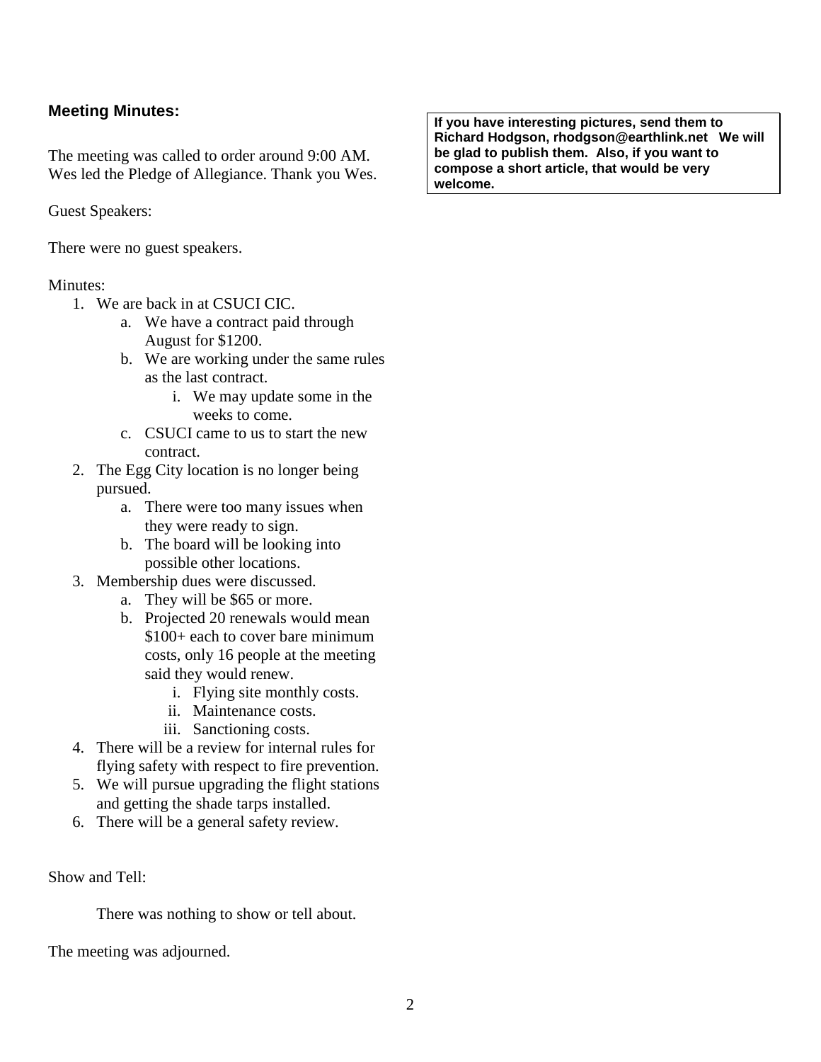## Meeting Minutes:

**If you have interesting pictures, send them to Richard Hodgson, rhodgson@earthlink.net We will be glad to publish them. Also, if you want to compose a short article, that would be very welcome.**

The meeting was called to order around 9:00 AM. Wes led the Pledge of Allegiance. Thank you Wes.

Guest Speakers:

There were no guest speakers.

Minutes:

1. We are back in at CSUCI CIC.
   a. We have a contract paid through August for $1200.
   b. We are working under the same rules as the last contract.
      i. We may update some in the weeks to come.
   c. CSUCI came to us to start the new contract.
2. The Egg City location is no longer being pursued.
   a. There were too many issues when they were ready to sign.
   b. The board will be looking into possible other locations.
3. Membership dues were discussed.
   a. They will be $65 or more.
   b. Projected 20 renewals would mean $100+ each to cover bare minimum costs, only 16 people at the meeting said they would renew.
      i. Flying site monthly costs.
      ii. Maintenance costs.
      iii. Sanctioning costs.
4. There will be a review for internal rules for flying safety with respect to fire prevention.
5. We will pursue upgrading the flight stations and getting the shade tarps installed.
6. There will be a general safety review.

Show and Tell:

There was nothing to show or tell about.

The meeting was adjourned.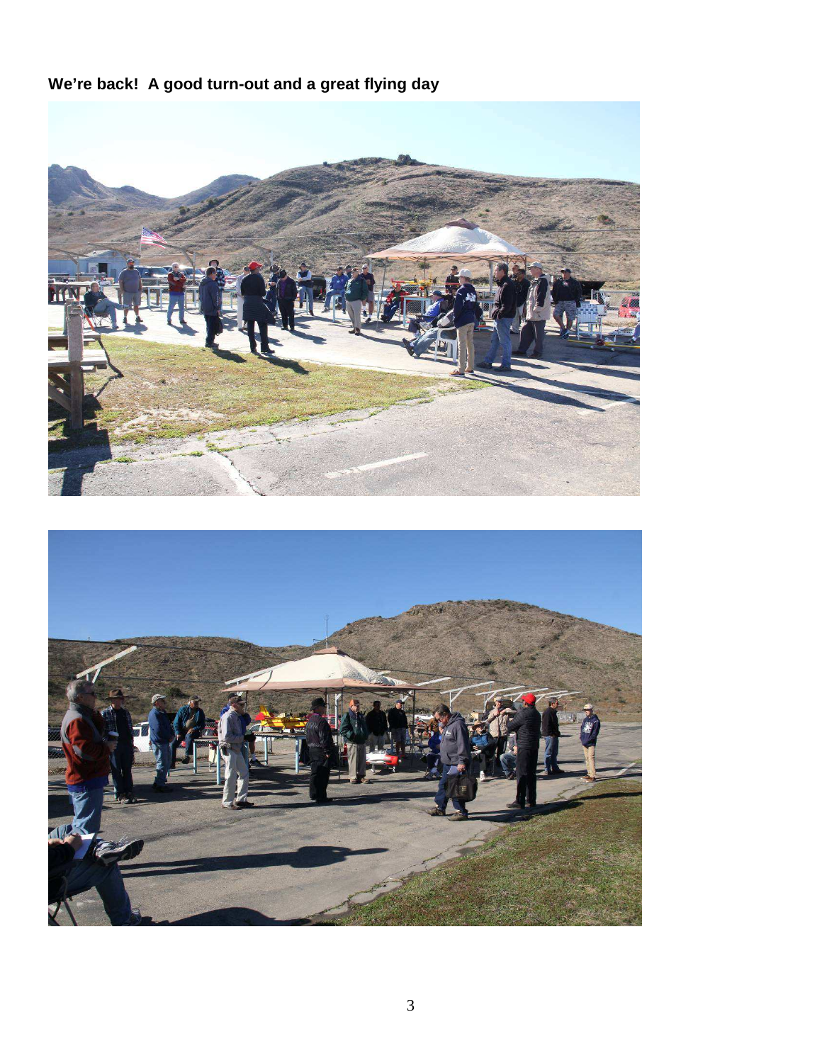**We're back! A good turn-out and a great flying day**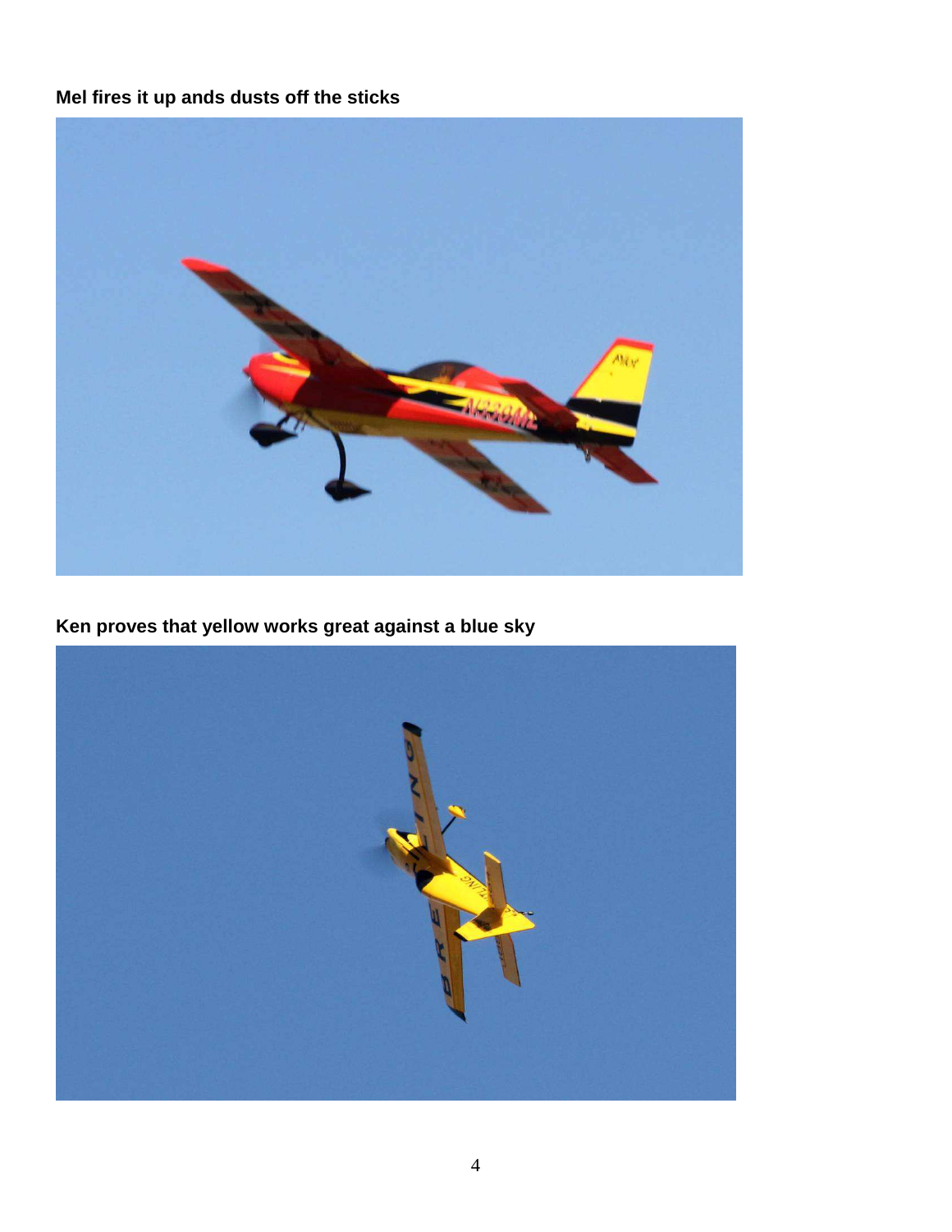**Mel fires it up ands dusts off the sticks**

**Ken proves that yellow works great against a blue sky**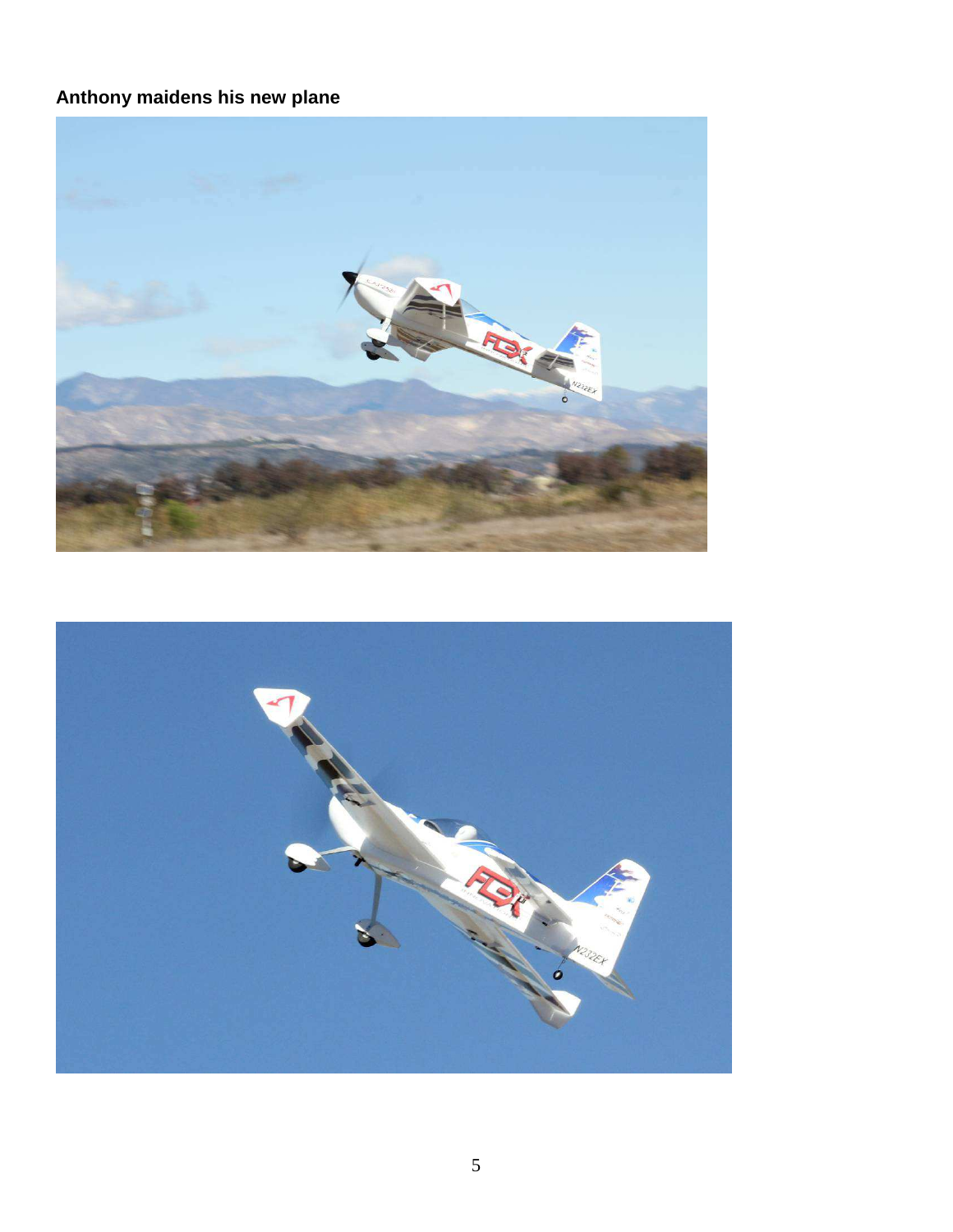**Anthony maidens his new plane**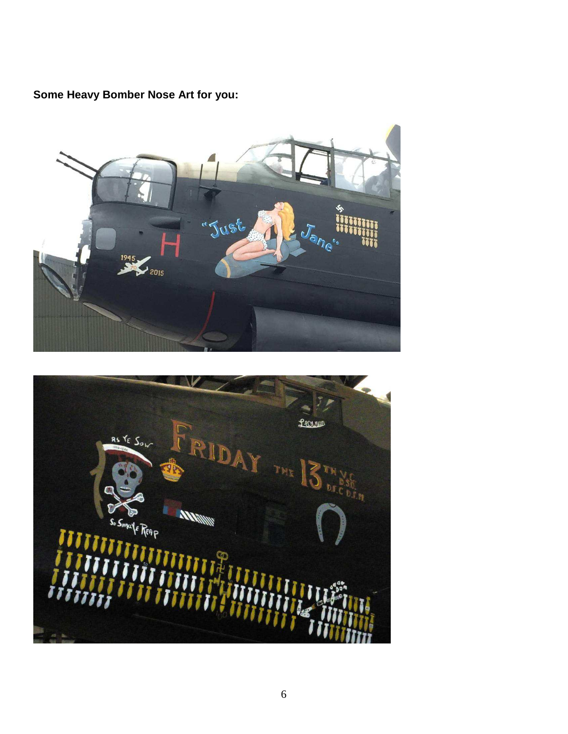**Some Heavy Bomber Nose Art for you:**